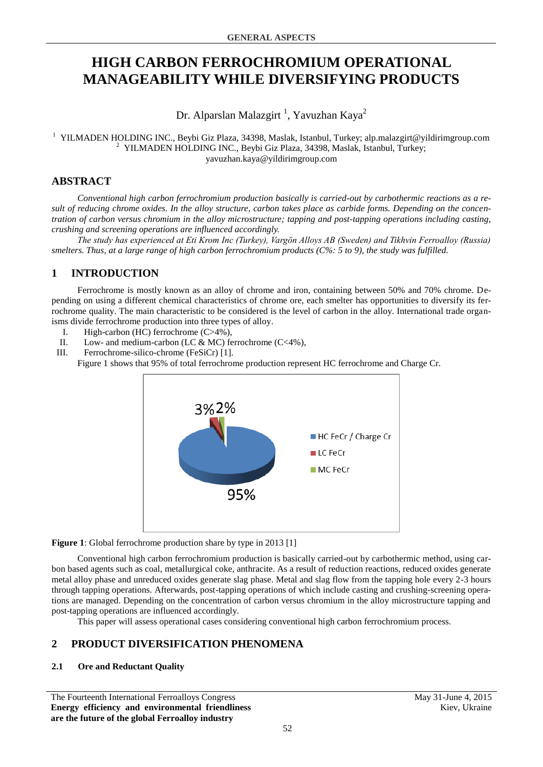# HIGH CARBON FERROCHROMIUM OPERATIONAL MANAGEABILITY WHILE DIVERSIFYING PRODUCTS

Dr. Alparslan Malazgirt [1], Yavuzhan Kaya[2]

[1] YILMADEN HOLDING INC., Beybi Giz Plaza, 34398, Maslak, Istanbul, Turkey; alp.malazgirt@yildirimgroup.com
[2] YILMADEN HOLDING INC., Beybi Giz Plaza, 34398, Maslak, Istanbul, Turkey; yavuzhan.kaya@yildirimgroup.com

## ABSTRACT

*Conventional high carbon ferrochromium production basically is carried-out by carbothermic reactions as a result of reducing chrome oxides. In the alloy structure, carbon takes place as carbide forms. Depending on the concentration of carbon versus chromium in the alloy microstructure; tapping and post-tapping operations including casting, crushing and screening operations are influenced accordingly.*

*The study has experienced at Eti Krom Inc (Turkey), Vargön Alloys AB (Sweden) and Tikhvin Ferroalloy (Russia) smelters. Thus, at a large range of high carbon ferrochromium products (C%: 5 to 9), the study was fulfilled.*

## 1 INTRODUCTION

Ferrochrome is mostly known as an alloy of chrome and iron, containing between 50% and 70% chrome. Depending on using a different chemical characteristics of chrome ore, each smelter has opportunities to diversify its ferrochrome quality. The main characteristic to be considered is the level of carbon in the alloy. International trade organisms divide ferrochrome production into three types of alloy.

I. High-carbon (HC) ferrochrome (C>4%),
II. Low- and medium-carbon (LC & MC) ferrochrome (C<4%),
III. Ferrochrome-silico-chrome (FeSiCr) [1].

Figure 1 shows that 95% of total ferrochrome production represent HC ferrochrome and Charge Cr.

| Type | Share |
|---|---|
| HC FeCr / Charge Cr | 95% |
| LC FeCr | 3% |
| MC FeCr | 2% |

**Figure 1**: Global ferrochrome production share by type in 2013 [1]

Conventional high carbon ferrochromium production is basically carried-out by carbothermic method, using carbon based agents such as coal, metallurgical coke, anthracite. As a result of reduction reactions, reduced oxides generate metal alloy phase and unreduced oxides generate slag phase. Metal and slag flow from the tapping hole every 2-3 hours through tapping operations. Afterwards, post-tapping operations of which include casting and crushing-screening operations are managed. Depending on the concentration of carbon versus chromium in the alloy microstructure tapping and post-tapping operations are influenced accordingly.

This paper will assess operational cases considering conventional high carbon ferrochromium process.

## 2 PRODUCT DIVERSIFICATION PHENOMENA

### 2.1 Ore and Reductant Quality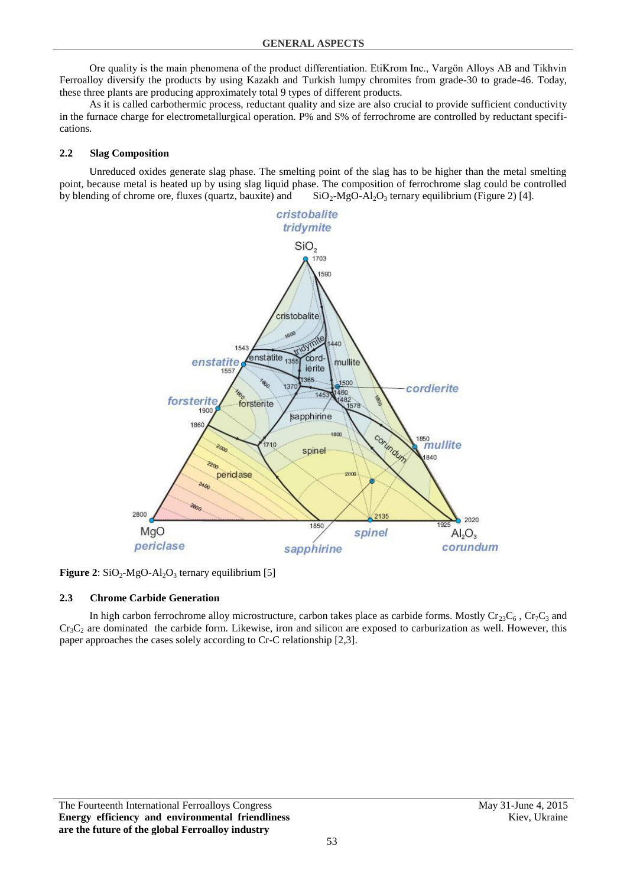Ore quality is the main phenomena of the product differentiation. EtiKrom Inc., Vargön Alloys AB and Tikhvin Ferroalloy diversify the products by using Kazakh and Turkish lumpy chromites from grade-30 to grade-46. Today, these three plants are producing approximately total 9 types of different products.

As it is called carbothermic process, reductant quality and size are also crucial to provide sufficient conductivity in the furnace charge for electrometallurgical operation. P% and S% of ferrochrome are controlled by reductant specifications.

### 2.2 Slag Composition

Unreduced oxides generate slag phase. The smelting point of the slag has to be higher than the metal smelting point, because metal is heated up by using slag liquid phase. The composition of ferrochrome slag could be controlled by blending of chrome ore, fluxes (quartz, bauxite) and $SiO_2$-MgO-$Al_2O_3$ ternary equilibrium (Figure 2) [4].

**Figure 2**: $SiO_2$-MgO-$Al_2O_3$ ternary equilibrium [5]

### 2.3 Chrome Carbide Generation

In high carbon ferrochrome alloy microstructure, carbon takes place as carbide forms. Mostly $Cr_{23}C_6$ , $Cr_7C_3$ and $Cr_3C_2$ are dominated the carbide form. Likewise, iron and silicon are exposed to carburization as well. However, this paper approaches the cases solely according to Cr-C relationship [2,3].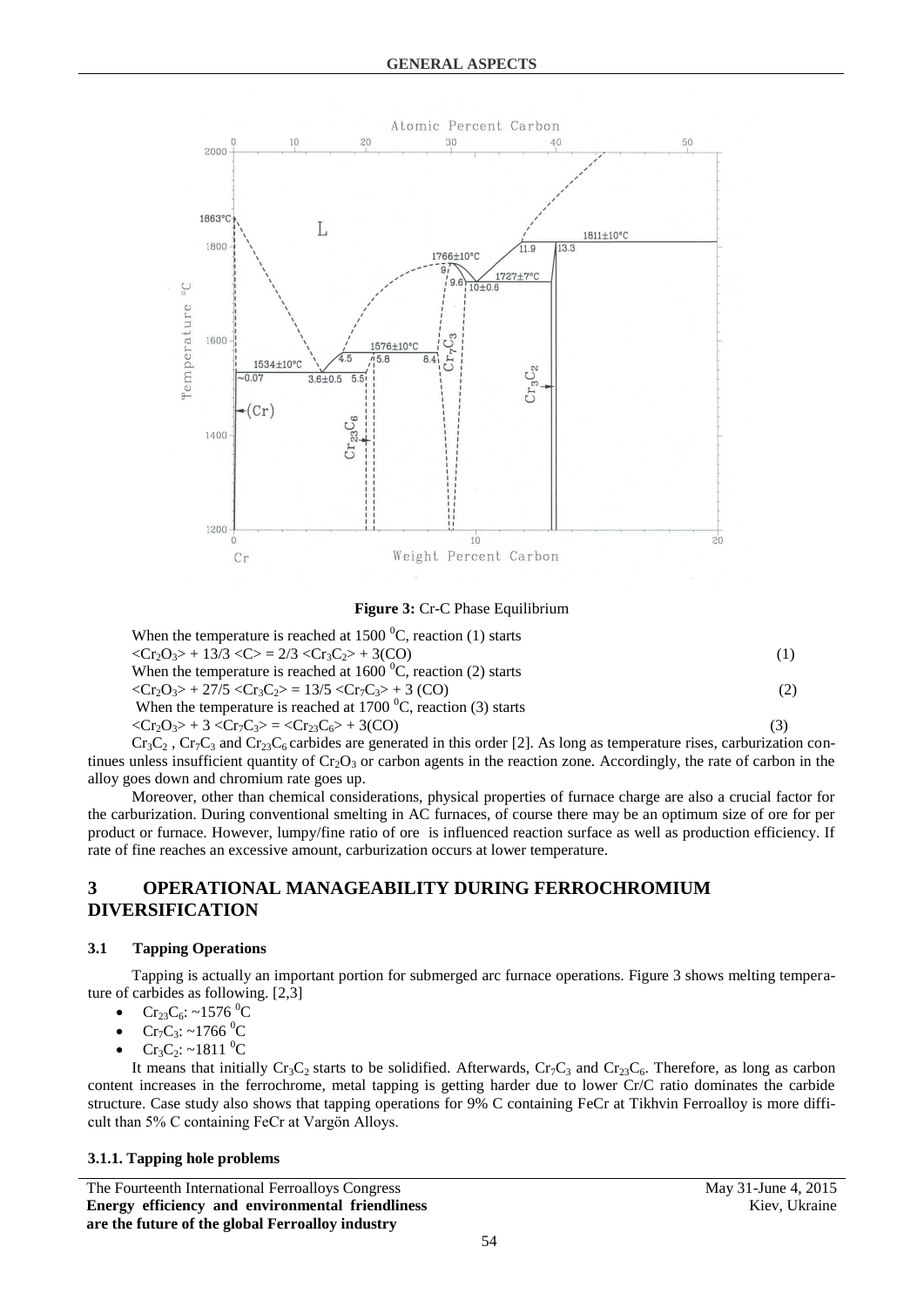Figure 3: Cr-C Phase Equilibrium

When the temperature is reached at 1500 $^0$C, reaction (1) starts

$$<Cr_2O_3> + 13/3 <C> = 2/3 <Cr_3C_2> + 3(CO) \quad (1)$$

When the temperature is reached at 1600 $^0$C, reaction (2) starts

$$<Cr_2O_3> + 27/5 <Cr_3C_2> = 13/5 <Cr_7C_3> + 3 (CO) \quad (2)$$

When the temperature is reached at 1700 $^0$C, reaction (3) starts

$$<Cr_2O_3> + 3 <Cr_7C_3> = <Cr_{23}C_6> + 3(CO) \quad (3)$$

$Cr_3C_2$ , $Cr_7C_3$ and $Cr_{23}C_6$ carbides are generated in this order [2]. As long as temperature rises, carburization continues unless insufficient quantity of $Cr_2O_3$ or carbon agents in the reaction zone. Accordingly, the rate of carbon in the alloy goes down and chromium rate goes up.

Moreover, other than chemical considerations, physical properties of furnace charge are also a crucial factor for the carburization. During conventional smelting in AC furnaces, of course there may be an optimum size of ore for per product or furnace. However, lumpy/fine ratio of ore is influenced reaction surface as well as production efficiency. If rate of fine reaches an excessive amount, carburization occurs at lower temperature.

## 3 OPERATIONAL MANAGEABILITY DURING FERROCHROMIUM DIVERSIFICATION

### 3.1 Tapping Operations

Tapping is actually an important portion for submerged arc furnace operations. Figure 3 shows melting temperature of carbides as following. [2,3]

- $Cr_{23}C_6$: ~1576 $^0$C
- $Cr_7C_3$: ~1766 $^0$C
- $Cr_3C_2$: ~1811 $^0$C

It means that initially $Cr_3C_2$ starts to be solidified. Afterwards, $Cr_7C_3$ and $Cr_{23}C_6$. Therefore, as long as carbon content increases in the ferrochrome, metal tapping is getting harder due to lower Cr/C ratio dominates the carbide structure. Case study also shows that tapping operations for 9% C containing FeCr at Tikhvin Ferroalloy is more difficult than 5% C containing FeCr at Vargön Alloys.

#### 3.1.1. Tapping hole problems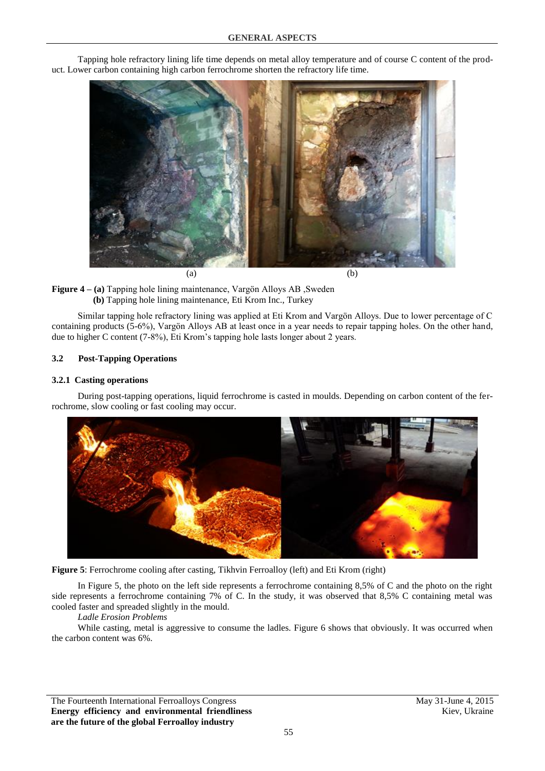Tapping hole refractory lining life time depends on metal alloy temperature and of course C content of the product. Lower carbon containing high carbon ferrochrome shorten the refractory life time.

(a) (b)

**Figure 4 – (a)** Tapping hole lining maintenance, Vargön Alloys AB ,Sweden
**(b)** Tapping hole lining maintenance, Eti Krom Inc., Turkey

Similar tapping hole refractory lining was applied at Eti Krom and Vargön Alloys. Due to lower percentage of C containing products (5-6%), Vargön Alloys AB at least once in a year needs to repair tapping holes. On the other hand, due to higher C content (7-8%), Eti Krom's tapping hole lasts longer about 2 years.

### 3.2 Post-Tapping Operations

#### 3.2.1 Casting operations

During post-tapping operations, liquid ferrochrome is casted in moulds. Depending on carbon content of the ferrochrome, slow cooling or fast cooling may occur.

**Figure 5**: Ferrochrome cooling after casting, Tikhvin Ferroalloy (left) and Eti Krom (right)

In Figure 5, the photo on the left side represents a ferrochrome containing 8,5% of C and the photo on the right side represents a ferrochrome containing 7% of C. In the study, it was observed that 8,5% C containing metal was cooled faster and spreaded slightly in the mould.

*Ladle Erosion Problems*

While casting, metal is aggressive to consume the ladles. Figure 6 shows that obviously. It was occurred when the carbon content was 6%.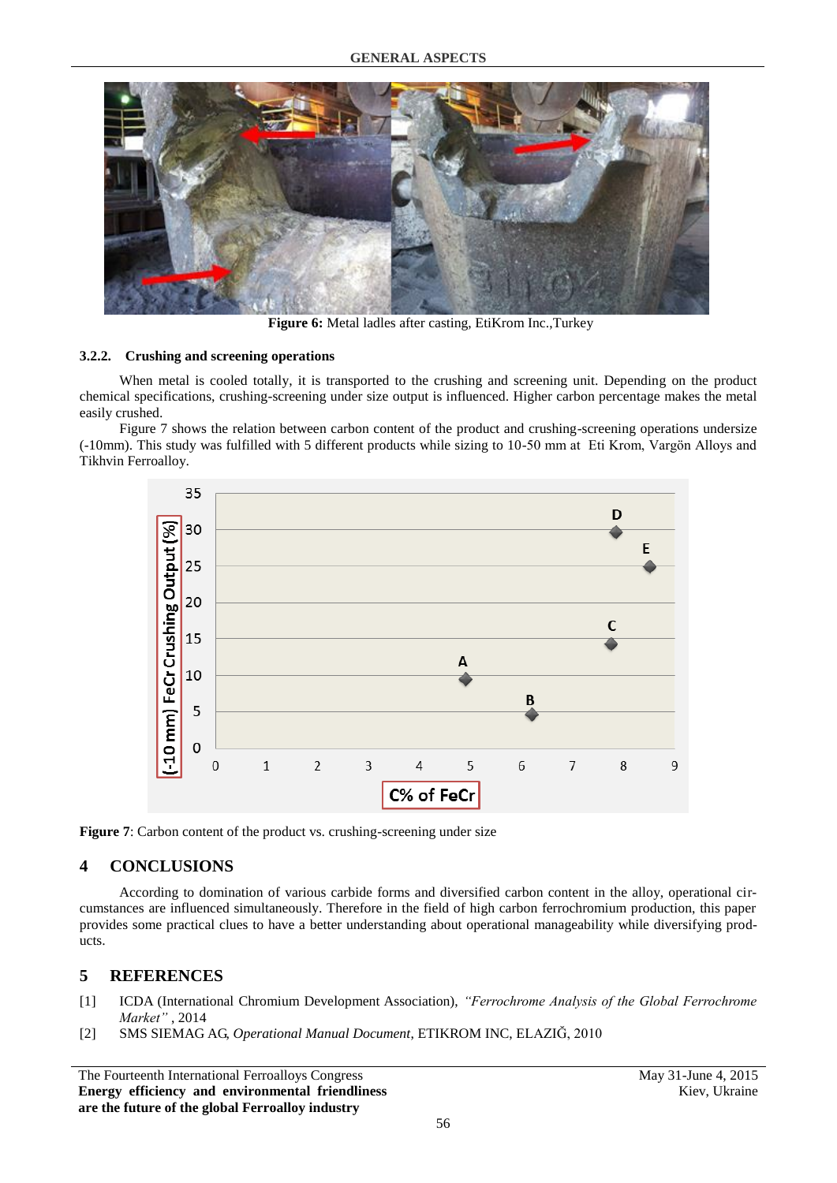Figure 6: Metal ladles after casting, EtiKrom Inc.,Turkey

#### 3.2.2. Crushing and screening operations

When metal is cooled totally, it is transported to the crushing and screening unit. Depending on the product chemical specifications, crushing-screening under size output is influenced. Higher carbon percentage makes the metal easily crushed.

Figure 7 shows the relation between carbon content of the product and crushing-screening operations undersize (-10mm). This study was fulfilled with 5 different products while sizing to 10-50 mm at Eti Krom, Vargön Alloys and Tikhvin Ferroalloy.

**Figure 7**: Carbon content of the product vs. crushing-screening under size

## 4 CONCLUSIONS

According to domination of various carbide forms and diversified carbon content in the alloy, operational circumstances are influenced simultaneously. Therefore in the field of high carbon ferrochromium production, this paper provides some practical clues to have a better understanding about operational manageability while diversifying products.

## 5 REFERENCES

[1] ICDA (International Chromium Development Association), *"Ferrochrome Analysis of the Global Ferrochrome Market"* , 2014

[2] SMS SIEMAG AG, *Operational Manual Document*, ETIKROM INC, ELAZIĞ, 2010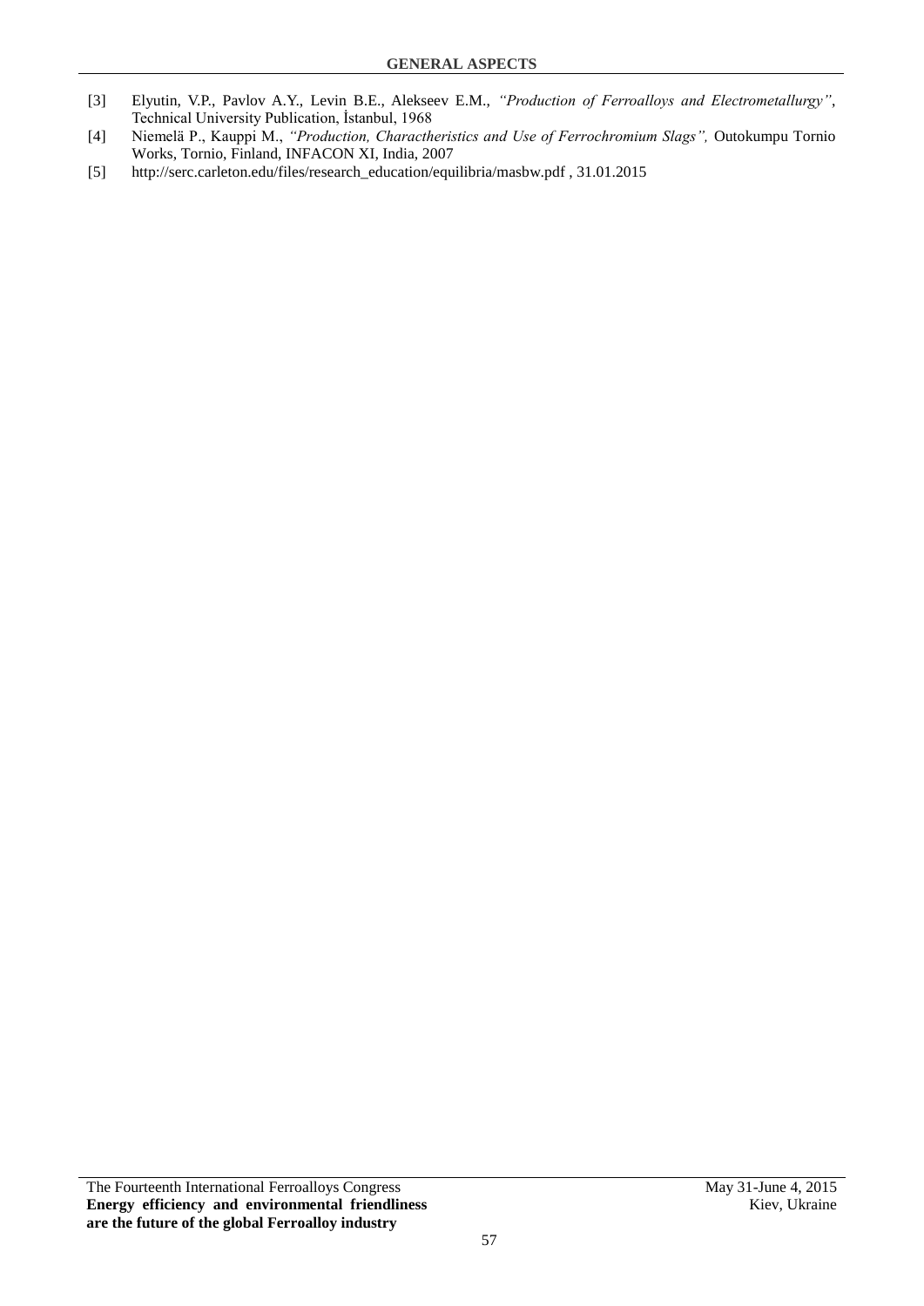[3] Elyutin, V.P., Pavlov A.Y., Levin B.E., Alekseev E.M., *"Production of Ferroalloys and Electrometallurgy"*, Technical University Publication, İstanbul, 1968

[4] Niemelä P., Kauppi M., *"Production, Charactheristics and Use of Ferrochromium Slags",* Outokumpu Tornio Works, Tornio, Finland, INFACON XI, India, 2007

[5] http://serc.carleton.edu/files/research_education/equilibria/masbw.pdf , 31.01.2015